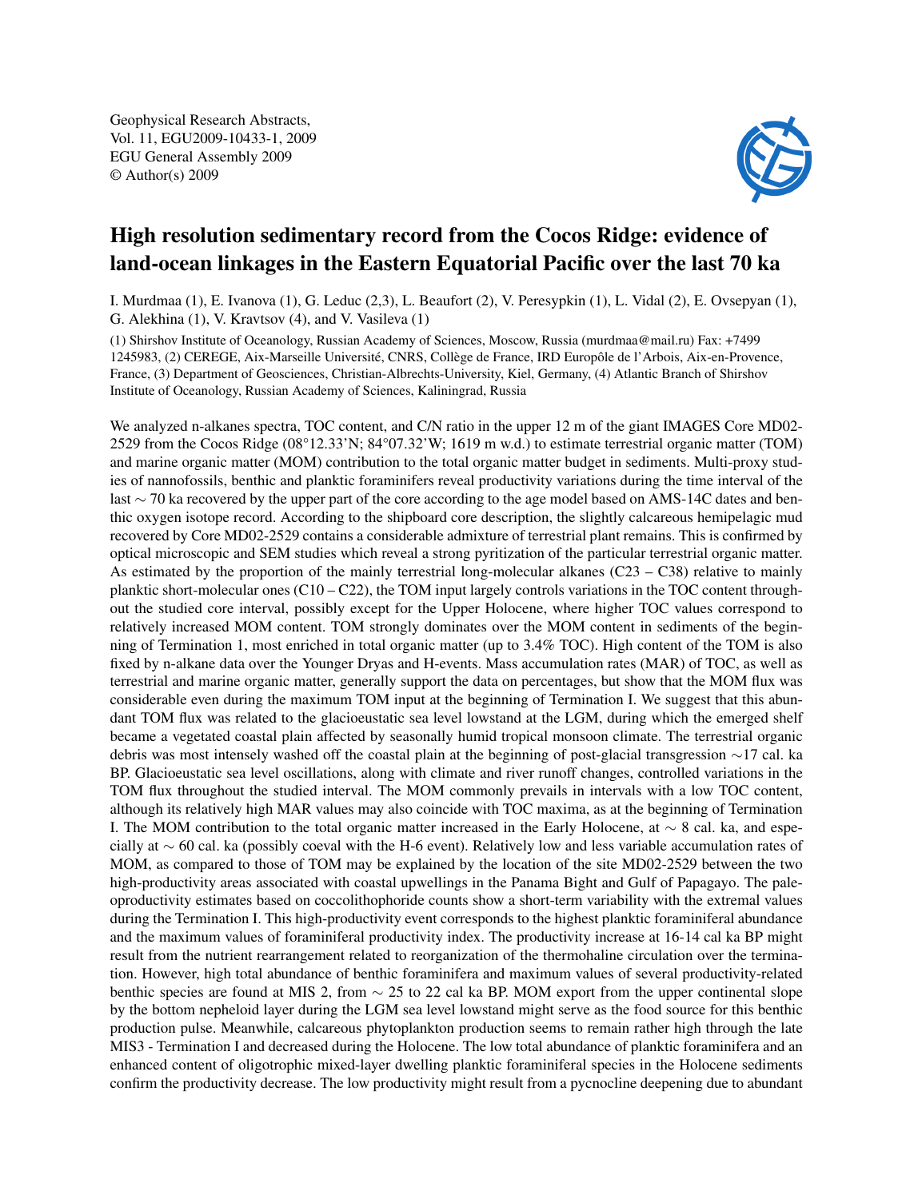Geophysical Research Abstracts,
Vol. 11, EGU2009-10433-1, 2009
EGU General Assembly 2009
© Author(s) 2009

# High resolution sedimentary record from the Cocos Ridge: evidence of land-ocean linkages in the Eastern Equatorial Pacific over the last 70 ka

I. Murdmaa (1), E. Ivanova (1), G. Leduc (2,3), L. Beaufort (2), V. Peresypkin (1), L. Vidal (2), E. Ovsepyan (1), G. Alekhina (1), V. Kravtsov (4), and V. Vasileva (1)

(1) Shirshov Institute of Oceanology, Russian Academy of Sciences, Moscow, Russia (murdmaa@mail.ru) Fax: +7499 1245983, (2) CEREGE, Aix-Marseille Université, CNRS, Collège de France, IRD Europôle de l'Arbois, Aix-en-Provence, France, (3) Department of Geosciences, Christian-Albrechts-University, Kiel, Germany, (4) Atlantic Branch of Shirshov Institute of Oceanology, Russian Academy of Sciences, Kaliningrad, Russia

We analyzed n-alkanes spectra, TOC content, and C/N ratio in the upper 12 m of the giant IMAGES Core MD02-2529 from the Cocos Ridge (08°12.33'N; 84°07.32'W; 1619 m w.d.) to estimate terrestrial organic matter (TOM) and marine organic matter (MOM) contribution to the total organic matter budget in sediments. Multi-proxy studies of nannofossils, benthic and planktic foraminifers reveal productivity variations during the time interval of the last ~ 70 ka recovered by the upper part of the core according to the age model based on AMS-14C dates and benthic oxygen isotope record. According to the shipboard core description, the slightly calcareous hemipelagic mud recovered by Core MD02-2529 contains a considerable admixture of terrestrial plant remains. This is confirmed by optical microscopic and SEM studies which reveal a strong pyritization of the particular terrestrial organic matter. As estimated by the proportion of the mainly terrestrial long-molecular alkanes (C23 – C38) relative to mainly planktic short-molecular ones (C10 – C22), the TOM input largely controls variations in the TOC content throughout the studied core interval, possibly except for the Upper Holocene, where higher TOC values correspond to relatively increased MOM content. TOM strongly dominates over the MOM content in sediments of the beginning of Termination 1, most enriched in total organic matter (up to 3.4% TOC). High content of the TOM is also fixed by n-alkane data over the Younger Dryas and H-events. Mass accumulation rates (MAR) of TOC, as well as terrestrial and marine organic matter, generally support the data on percentages, but show that the MOM flux was considerable even during the maximum TOM input at the beginning of Termination I. We suggest that this abundant TOM flux was related to the glacioeustatic sea level lowstand at the LGM, during which the emerged shelf became a vegetated coastal plain affected by seasonally humid tropical monsoon climate. The terrestrial organic debris was most intensely washed off the coastal plain at the beginning of post-glacial transgression ~17 cal. ka BP. Glacioeustatic sea level oscillations, along with climate and river runoff changes, controlled variations in the TOM flux throughout the studied interval. The MOM commonly prevails in intervals with a low TOC content, although its relatively high MAR values may also coincide with TOC maxima, as at the beginning of Termination I. The MOM contribution to the total organic matter increased in the Early Holocene, at ~ 8 cal. ka, and especially at ~ 60 cal. ka (possibly coeval with the H-6 event). Relatively low and less variable accumulation rates of MOM, as compared to those of TOM may be explained by the location of the site MD02-2529 between the two high-productivity areas associated with coastal upwellings in the Panama Bight and Gulf of Papagayo. The paleoproductivity estimates based on coccolithophoride counts show a short-term variability with the extremal values during the Termination I. This high-productivity event corresponds to the highest planktic foraminiferal abundance and the maximum values of foraminiferal productivity index. The productivity increase at 16-14 cal ka BP might result from the nutrient rearrangement related to reorganization of the thermohaline circulation over the termination. However, high total abundance of benthic foraminifera and maximum values of several productivity-related benthic species are found at MIS 2, from ~ 25 to 22 cal ka BP. MOM export from the upper continental slope by the bottom nepheloid layer during the LGM sea level lowstand might serve as the food source for this benthic production pulse. Meanwhile, calcareous phytoplankton production seems to remain rather high through the late MIS3 - Termination I and decreased during the Holocene. The low total abundance of planktic foraminifera and an enhanced content of oligotrophic mixed-layer dwelling planktic foraminiferal species in the Holocene sediments confirm the productivity decrease. The low productivity might result from a pycnocline deepening due to abundant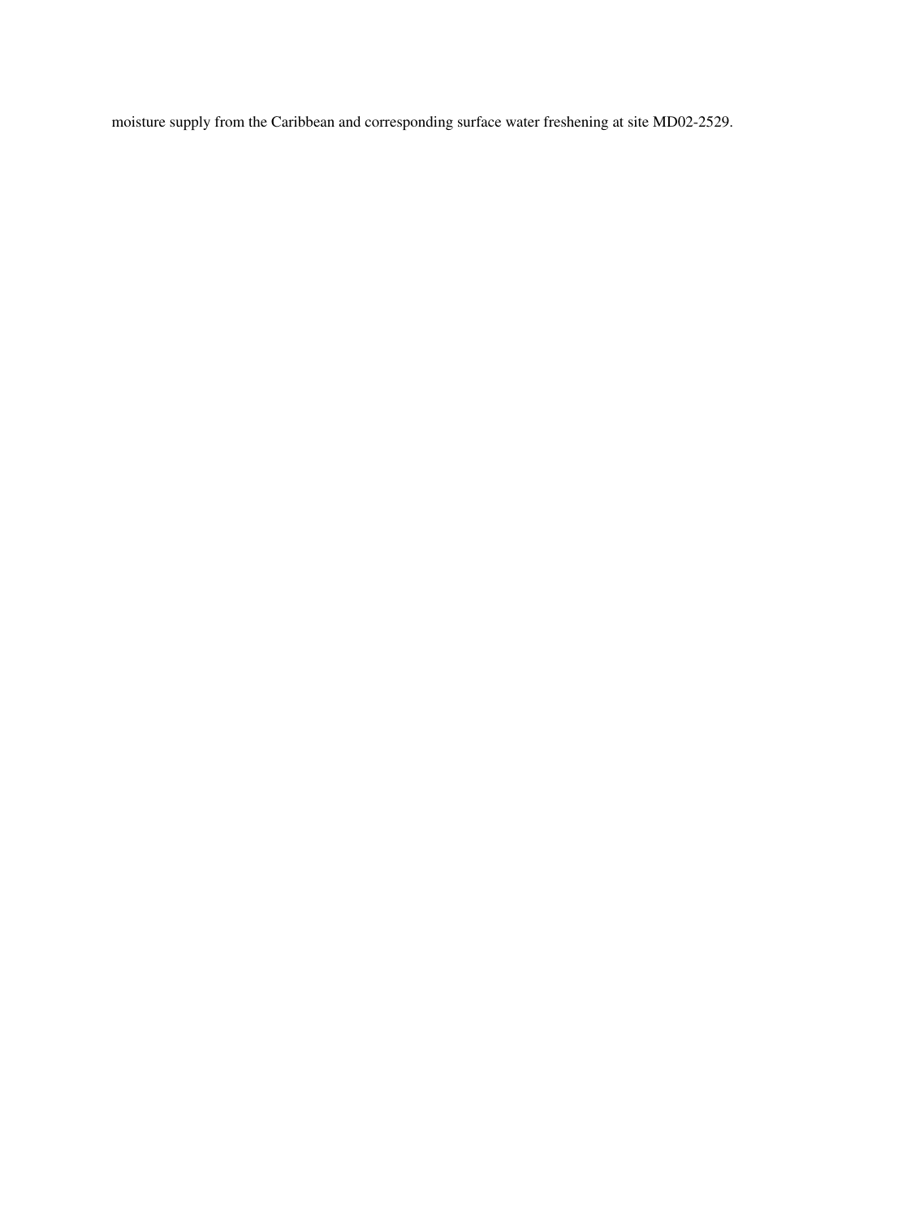moisture supply from the Caribbean and corresponding surface water freshening at site MD02-2529.